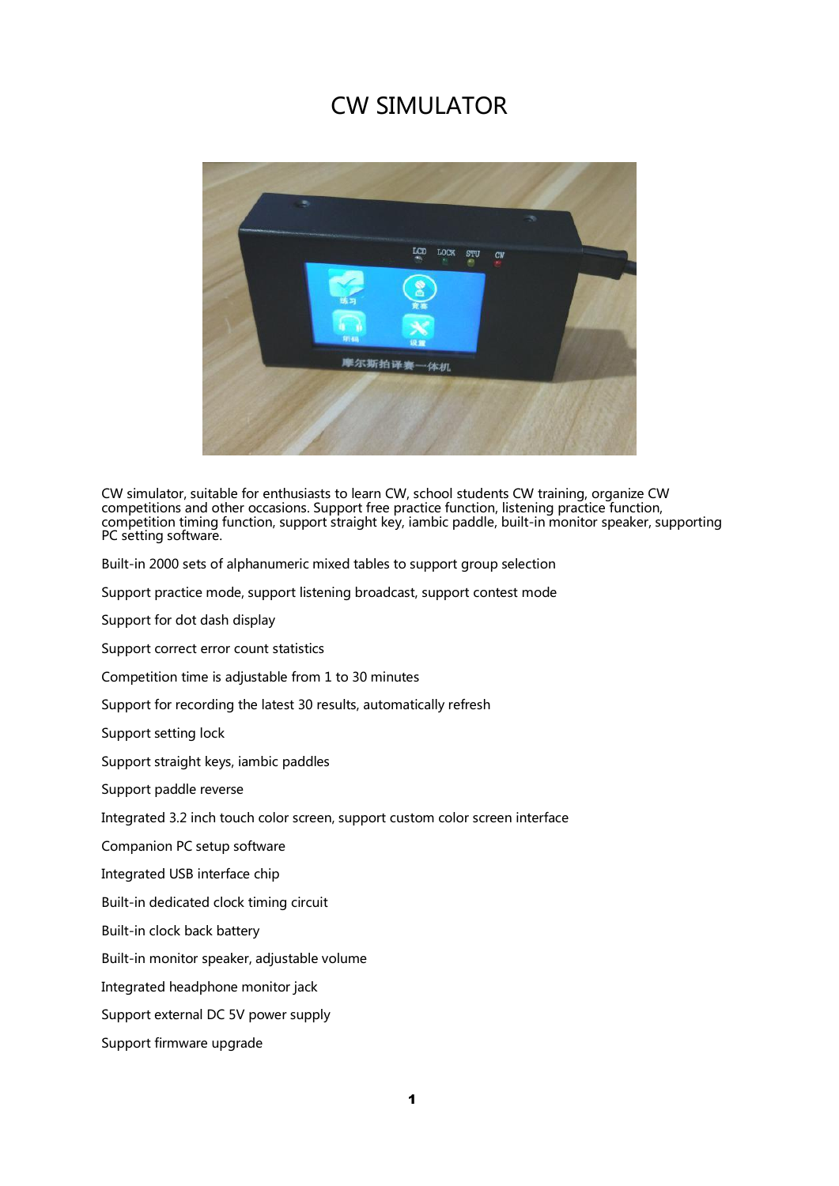# CW SIMULATOR

CW simulator, suitable for enthusiasts to learn CW, school students CW training, organize CW competitions and other occasions. Support free practice function, listening practice function, competition timing function, support straight key, iambic paddle, built-in monitor speaker, supporting PC setting software.

Built-in 2000 sets of alphanumeric mixed tables to support group selection

Support practice mode, support listening broadcast, support contest mode

Support for dot dash display

Support correct error count statistics

Competition time is adjustable from 1 to 30 minutes

Support for recording the latest 30 results, automatically refresh

Support setting lock

Support straight keys, iambic paddles

Support paddle reverse

Integrated 3.2 inch touch color screen, support custom color screen interface

Companion PC setup software

Integrated USB interface chip

Built-in dedicated clock timing circuit

Built-in clock back battery

Built-in monitor speaker, adjustable volume

Integrated headphone monitor jack

Support external DC 5V power supply

Support firmware upgrade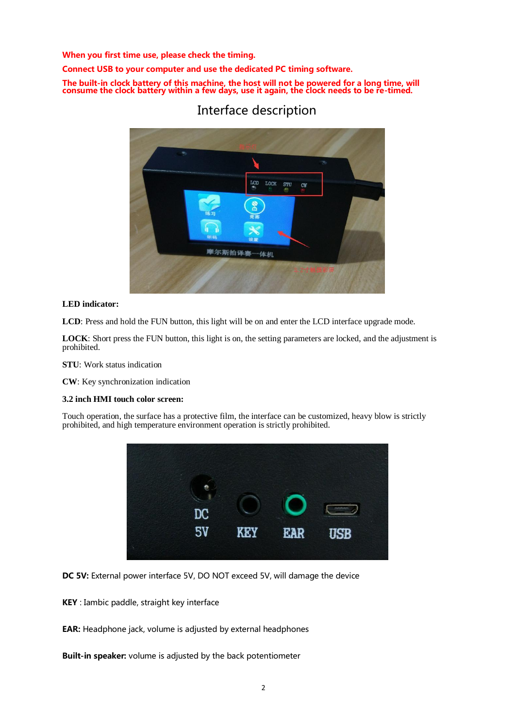**When you first time use, please check the timing.**

**Connect USB to your computer and use the dedicated PC timing software.**

**The built-in clock battery of this machine, the host will not be powered for a long time, will consume the clock battery within a few days, use it again, the clock needs to be re-timed.**

# Interface description

**LED indicator:**

**LCD**: Press and hold the FUN button, this light will be on and enter the LCD interface upgrade mode.

**LOCK**: Short press the FUN button, this light is on, the setting parameters are locked, and the adjustment is prohibited.

**STU**: Work status indication

**CW**: Key synchronization indication

**3.2 inch HMI touch color screen:**

Touch operation, the surface has a protective film, the interface can be customized, heavy blow is strictly prohibited, and high temperature environment operation is strictly prohibited.

**DC 5V:** External power interface 5V, DO NOT exceed 5V, will damage the device

**KEY** : Iambic paddle, straight key interface

**EAR:** Headphone jack, volume is adjusted by external headphones

**Built-in speaker:** volume is adjusted by the back potentiometer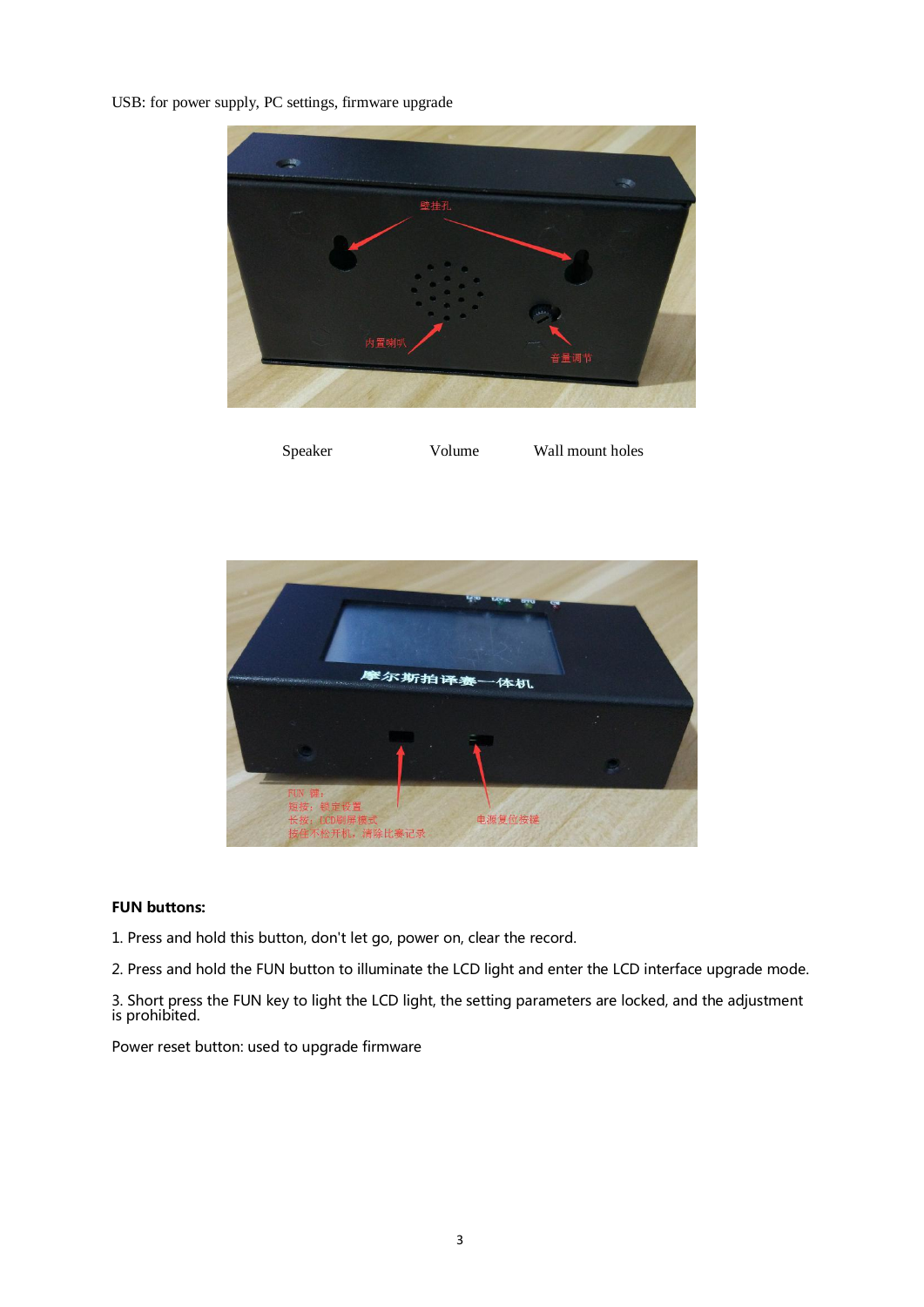USB: for power supply, PC settings, firmware upgrade

Speaker Volume Wall mount holes

**FUN buttons:**

1. Press and hold this button, don't let go, power on, clear the record.

2. Press and hold the FUN button to illuminate the LCD light and enter the LCD interface upgrade mode.

3. Short press the FUN key to light the LCD light, the setting parameters are locked, and the adjustment is prohibited.

Power reset button: used to upgrade firmware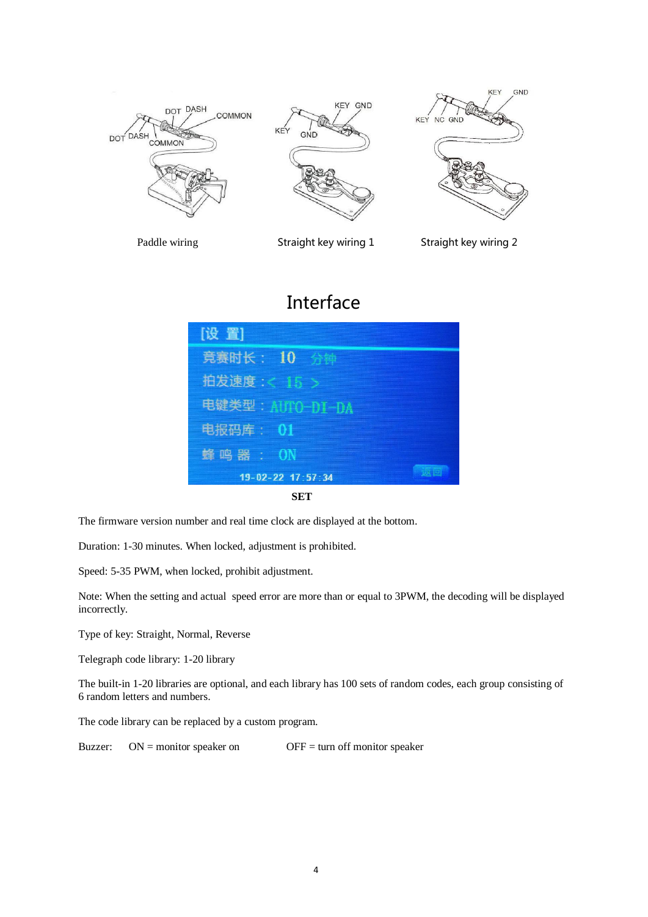Paddle wiring　　Straight key wiring 1　　Straight key wiring 2

# Interface

**SET**

The firmware version number and real time clock are displayed at the bottom.

Duration: 1-30 minutes. When locked, adjustment is prohibited.

Speed: 5-35 PWM, when locked, prohibit adjustment.

Note: When the setting and actual speed error are more than or equal to 3PWM, the decoding will be displayed incorrectly.

Type of key: Straight, Normal, Reverse

Telegraph code library: 1-20 library

The built-in 1-20 libraries are optional, and each library has 100 sets of random codes, each group consisting of 6 random letters and numbers.

The code library can be replaced by a custom program.

Buzzer: ON = monitor speaker on　　OFF = turn off monitor speaker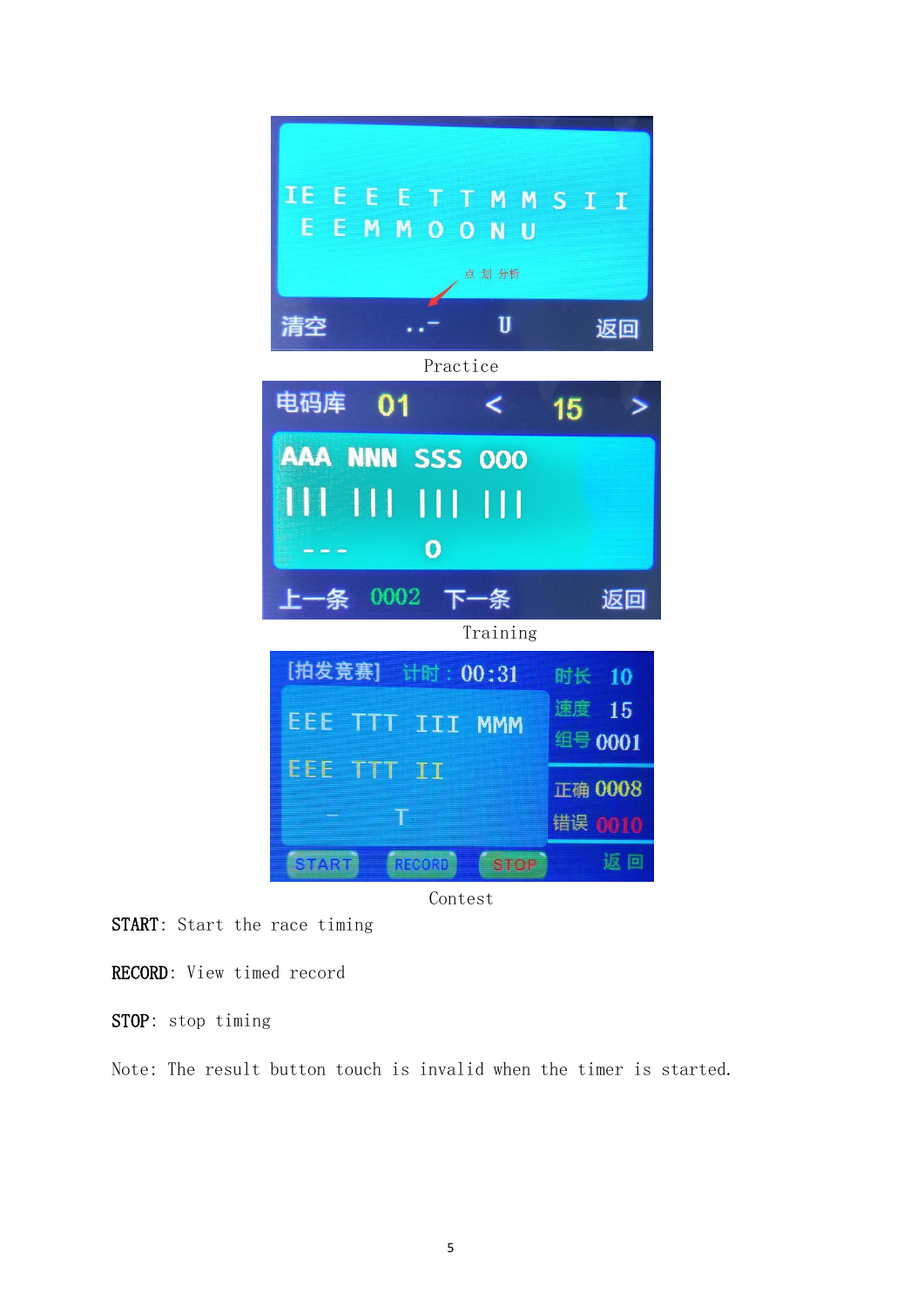Practice

Training

Contest

**START**: Start the race timing

**RECORD**: View timed record

**STOP**: stop timing

Note: The result button touch is invalid when the timer is started.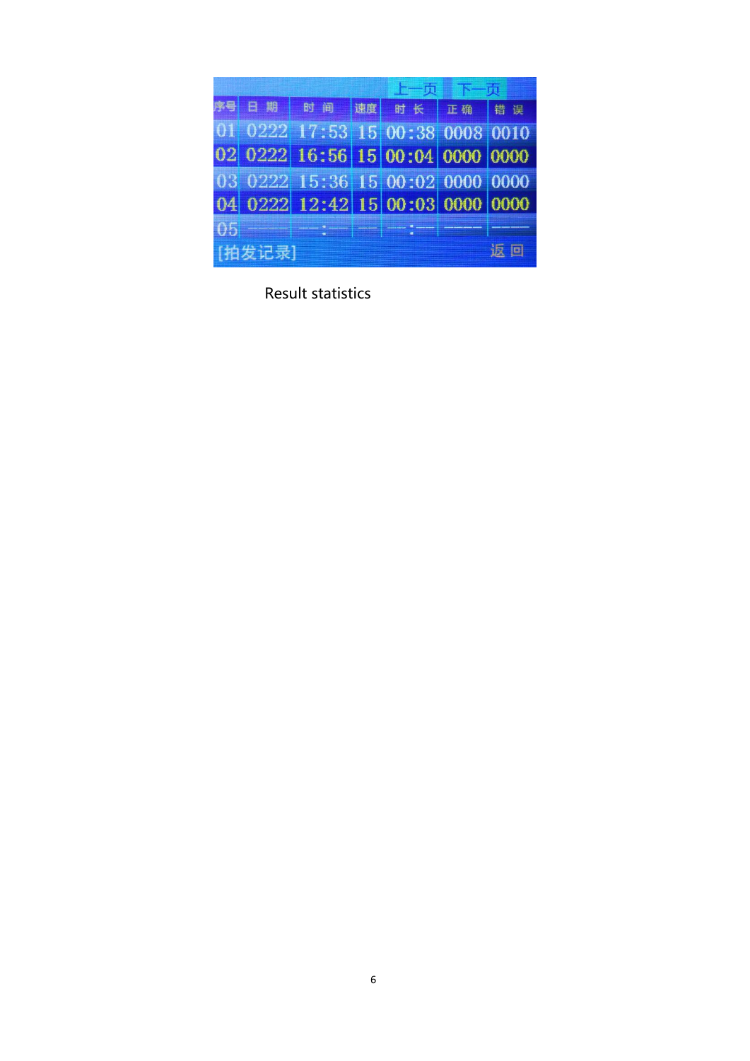| 序号 | 日 期 | 时 间 | 速度 | 时 长 | 正 确 | 错 误 |
|---|---|---|---|---|---|---|
| 01 | 0222 | 17:53 | 15 | 00:38 | 0008 | 0010 |
| 02 | 0222 | 16:56 | 15 | 00:04 | 0000 | 0000 |
| 03 | 0222 | 15:36 | 15 | 00:02 | 0000 | 0000 |
| 04 | 0222 | 12:42 | 15 | 00:03 | 0000 | 0000 |
| 05 | —— | —:— | —— | —:— | —— | —— |

上一页 下一页

[拍发记录] 返 回

Result statistics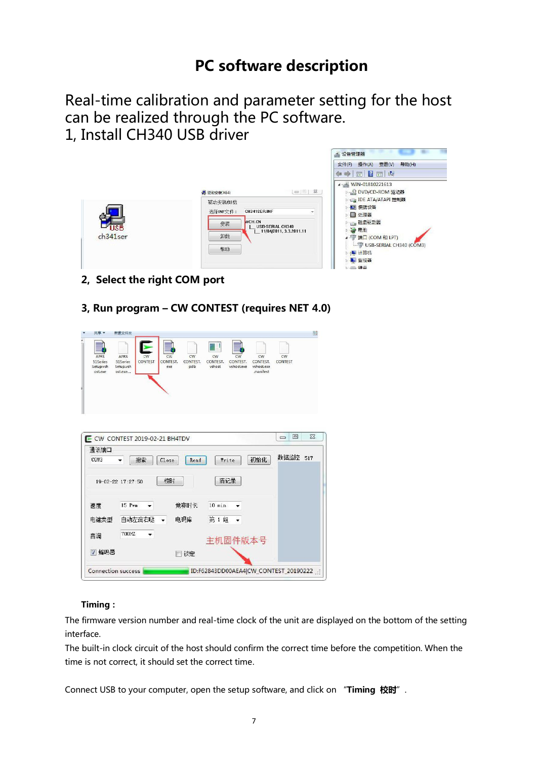# PC software description

Real-time calibration and parameter setting for the host can be realized through the PC software.

1, Install CH340 USB driver

**2, Select the right COM port**

**3, Run program – CW CONTEST (requires NET 4.0)**

**Timing :**

The firmware version number and real-time clock of the unit are displayed on the bottom of the setting interface.

The built-in clock circuit of the host should confirm the correct time before the competition. When the time is not correct, it should set the correct time.

Connect USB to your computer, open the setup software, and click on "**Timing 校时**".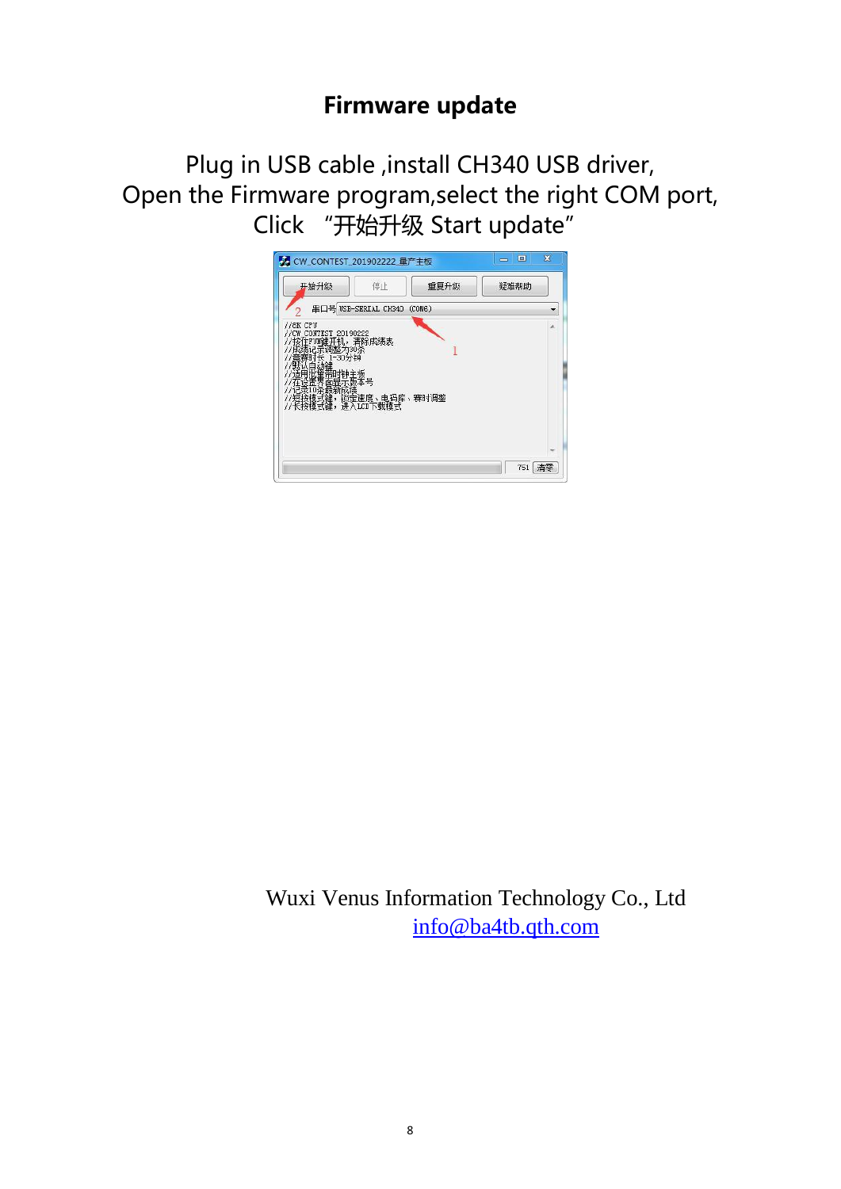# Firmware update

Plug in USB cable ,install CH340 USB driver,
Open the Firmware program,select the right COM port,
Click “开始升级 Start update”

Wuxi Venus Information Technology Co., Ltd
info@ba4tb.qth.com